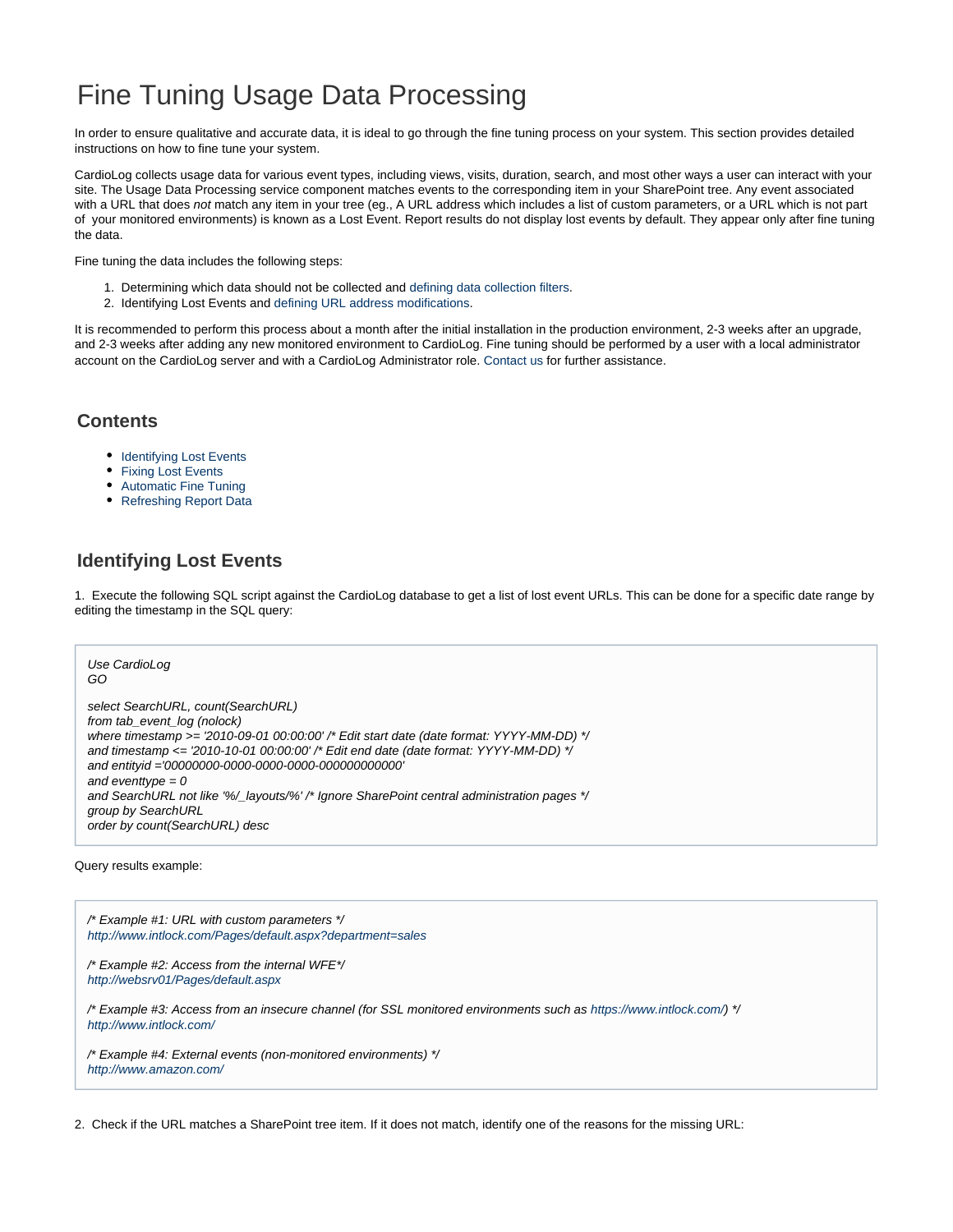# Fine Tuning Usage Data Processing

In order to ensure qualitative and accurate data, it is ideal to go through the fine tuning process on your system. This section provides detailed instructions on how to fine tune your system.

CardioLog collects usage data for various event types, including views, visits, duration, search, and most other ways a user can interact with your site. The Usage Data Processing service component matches events to the corresponding item in your SharePoint tree. Any event associated with a URL that does *not* match any item in your tree (eg., A URL address which includes a list of custom parameters, or a URL which is not part of your monitored environments) is known as a Lost Event. Report results do not display lost events by default. They appear only after fine tuning the data.

Fine tuning the data includes the following steps:

1. Determining which data should not be collected and defining data collection filters.
2. Identifying Lost Events and defining URL address modifications.

It is recommended to perform this process about a month after the initial installation in the production environment, 2-3 weeks after an upgrade, and 2-3 weeks after adding any new monitored environment to CardioLog. Fine tuning should be performed by a user with a local administrator account on the CardioLog server and with a CardioLog Administrator role. Contact us for further assistance.

## Contents

- Identifying Lost Events
- Fixing Lost Events
- Automatic Fine Tuning
- Refreshing Report Data

## Identifying Lost Events

1. Execute the following SQL script against the CardioLog database to get a list of lost event URLs. This can be done for a specific date range by editing the timestamp in the SQL query:

```
Use CardioLog
GO

select SearchURL, count(SearchURL)
from tab_event_log (nolock)
where timestamp >= '2010-09-01 00:00:00' /* Edit start date (date format: YYYY-MM-DD) */
and timestamp <= '2010-10-01 00:00:00' /* Edit end date (date format: YYYY-MM-DD) */
and entityid ='00000000-0000-0000-0000-000000000000'
and eventtype = 0
and SearchURL not like '%/_layouts/%' /* Ignore SharePoint central administration pages */
group by SearchURL
order by count(SearchURL) desc
```

Query results example:

```
/* Example #1: URL with custom parameters */
http://www.intlock.com/Pages/default.aspx?department=sales

/* Example #2: Access from the internal WFE*/
http://websrv01/Pages/default.aspx

/* Example #3: Access from an insecure channel (for SSL monitored environments such as https://www.intlock.com/) */
http://www.intlock.com/

/* Example #4: External events (non-monitored environments) */
http://www.amazon.com/
```

2. Check if the URL matches a SharePoint tree item. If it does not match, identify one of the reasons for the missing URL: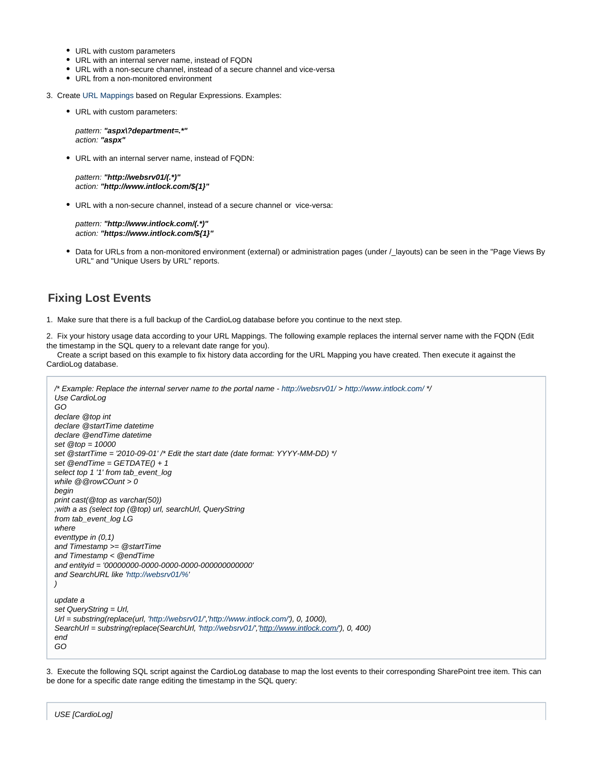- URL with custom parameters
- URL with an internal server name, instead of FQDN
- URL with a non-secure channel, instead of a secure channel and vice-versa
- URL from a non-monitored environment

3. Create URL Mappings based on Regular Expressions. Examples:

   - URL with custom parameters:

     *pattern:* ***"aspx\?department=.*"***
     *action:* ***"aspx"***

   - URL with an internal server name, instead of FQDN:

     *pattern:* ***"http://websrv01/(.*)"***
     *action:* ***"http://www.intlock.com/${1}"***

   - URL with a non-secure channel, instead of a secure channel or vice-versa:

     *pattern:* ***"http://www.intlock.com/(.*)"***
     *action:* ***"https://www.intlock.com/${1}"***

   - Data for URLs from a non-monitored environment (external) or administration pages (under /_layouts) can be seen in the "Page Views By URL" and "Unique Users by URL" reports.

## Fixing Lost Events

1. Make sure that there is a full backup of the CardioLog database before you continue to the next step.

2. Fix your history usage data according to your URL Mappings. The following example replaces the internal server name with the FQDN (Edit the timestamp in the SQL query to a relevant date range for you).
   Create a script based on this example to fix history data according for the URL Mapping you have created. Then execute it against the CardioLog database.

```
/* Example: Replace the internal server name to the portal name - http://websrv01/ > http://www.intlock.com/ */
Use CardioLog
GO
declare @top int
declare @startTime datetime
declare @endTime datetime
set @top = 10000
set @startTime = '2010-09-01' /* Edit the start date (date format: YYYY-MM-DD) */
set @endTime = GETDATE() + 1
select top 1 '1' from tab_event_log
while @@rowCOunt > 0
begin
print cast(@top as varchar(50))
;with a as (select top (@top) url, searchUrl, QueryString
from tab_event_log LG
where
eventtype in (0,1)
and Timestamp >= @startTime
and Timestamp < @endTime
and entityid = '00000000-0000-0000-0000-000000000000'
and SearchURL like 'http://websrv01/%'
)

update a
set QueryString = Url,
Url = substring(replace(url, 'http://websrv01/','http://www.intlock.com/'), 0, 1000),
SearchUrl = substring(replace(SearchUrl, 'http://websrv01/','http://www.intlock.com/'), 0, 400)
end
GO
```

3. Execute the following SQL script against the CardioLog database to map the lost events to their corresponding SharePoint tree item. This can be done for a specific date range editing the timestamp in the SQL query:

```
USE [CardioLog]
```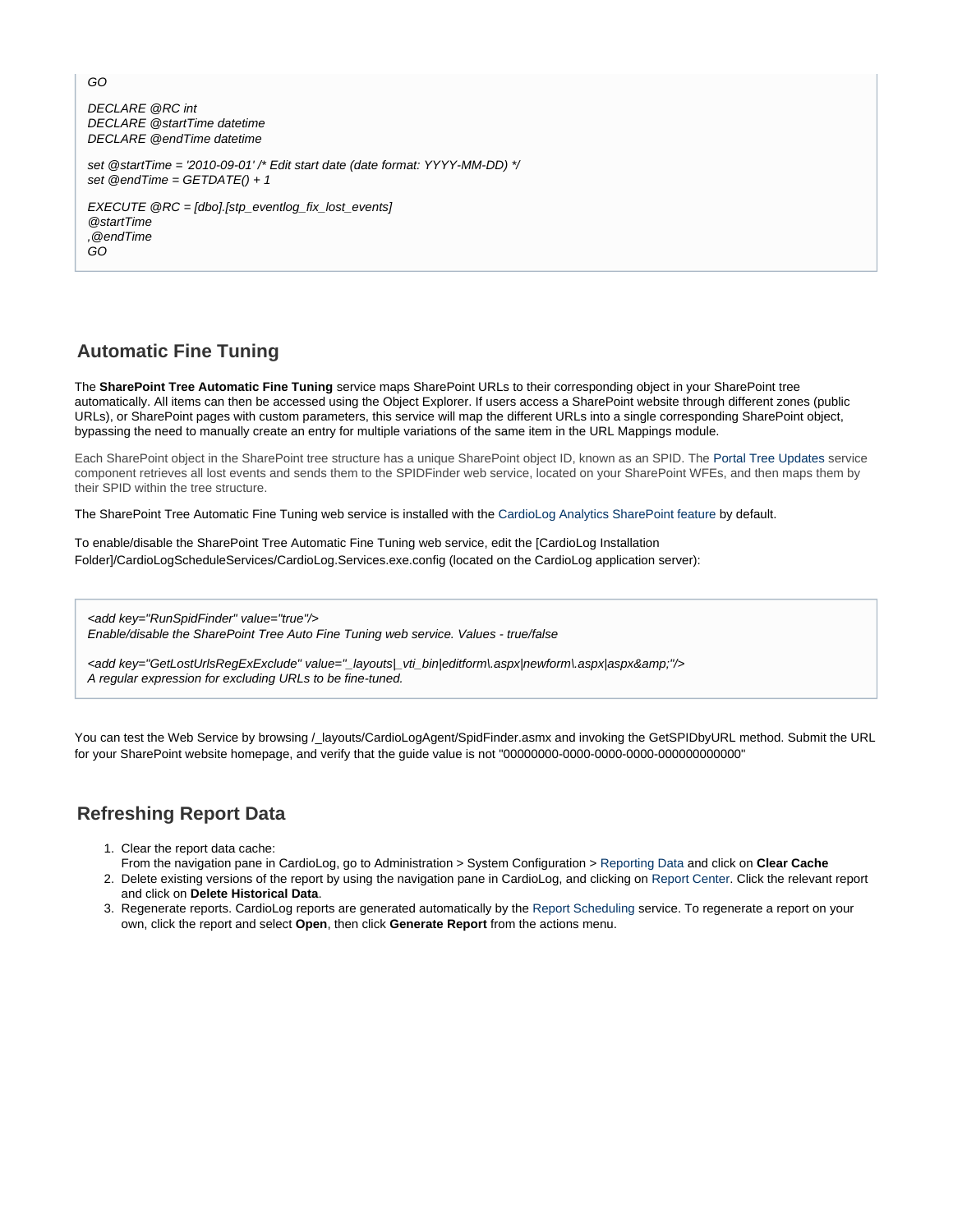```
GO

DECLARE @RC int
DECLARE @startTime datetime
DECLARE @endTime datetime

set @startTime = '2010-09-01' /* Edit start date (date format: YYYY-MM-DD) */
set @endTime = GETDATE() + 1

EXECUTE @RC = [dbo].[stp_eventlog_fix_lost_events]
@startTime
,@endTime
GO
```

## Automatic Fine Tuning

The **SharePoint Tree Automatic Fine Tuning** service maps SharePoint URLs to their corresponding object in your SharePoint tree automatically. All items can then be accessed using the Object Explorer. If users access a SharePoint website through different zones (public URLs), or SharePoint pages with custom parameters, this service will map the different URLs into a single corresponding SharePoint object, bypassing the need to manually create an entry for multiple variations of the same item in the URL Mappings module.

Each SharePoint object in the SharePoint tree structure has a unique SharePoint object ID, known as an SPID. The Portal Tree Updates service component retrieves all lost events and sends them to the SPIDFinder web service, located on your SharePoint WFEs, and then maps them by their SPID within the tree structure.

The SharePoint Tree Automatic Fine Tuning web service is installed with the CardioLog Analytics SharePoint feature by default.

To enable/disable the SharePoint Tree Automatic Fine Tuning web service, edit the [CardioLog Installation Folder]/CardioLogScheduleServices/CardioLog.Services.exe.config (located on the CardioLog application server):

```
<add key="RunSpidFinder" value="true"/>
Enable/disable the SharePoint Tree Auto Fine Tuning web service. Values - true/false

<add key="GetLostUrlsRegExExclude" value="_layouts|_vti_bin|editform\.aspx|newform\.aspx|aspx&amp;"/>
A regular expression for excluding URLs to be fine-tuned.
```

You can test the Web Service by browsing /_layouts/CardioLogAgent/SpidFinder.asmx and invoking the GetSPIDbyURL method. Submit the URL for your SharePoint website homepage, and verify that the guide value is not "00000000-0000-0000-0000-000000000000"

## Refreshing Report Data

1. Clear the report data cache:
   From the navigation pane in CardioLog, go to Administration > System Configuration > Reporting Data and click on **Clear Cache**
2. Delete existing versions of the report by using the navigation pane in CardioLog, and clicking on Report Center. Click the relevant report and click on **Delete Historical Data**.
3. Regenerate reports. CardioLog reports are generated automatically by the Report Scheduling service. To regenerate a report on your own, click the report and select **Open**, then click **Generate Report** from the actions menu.